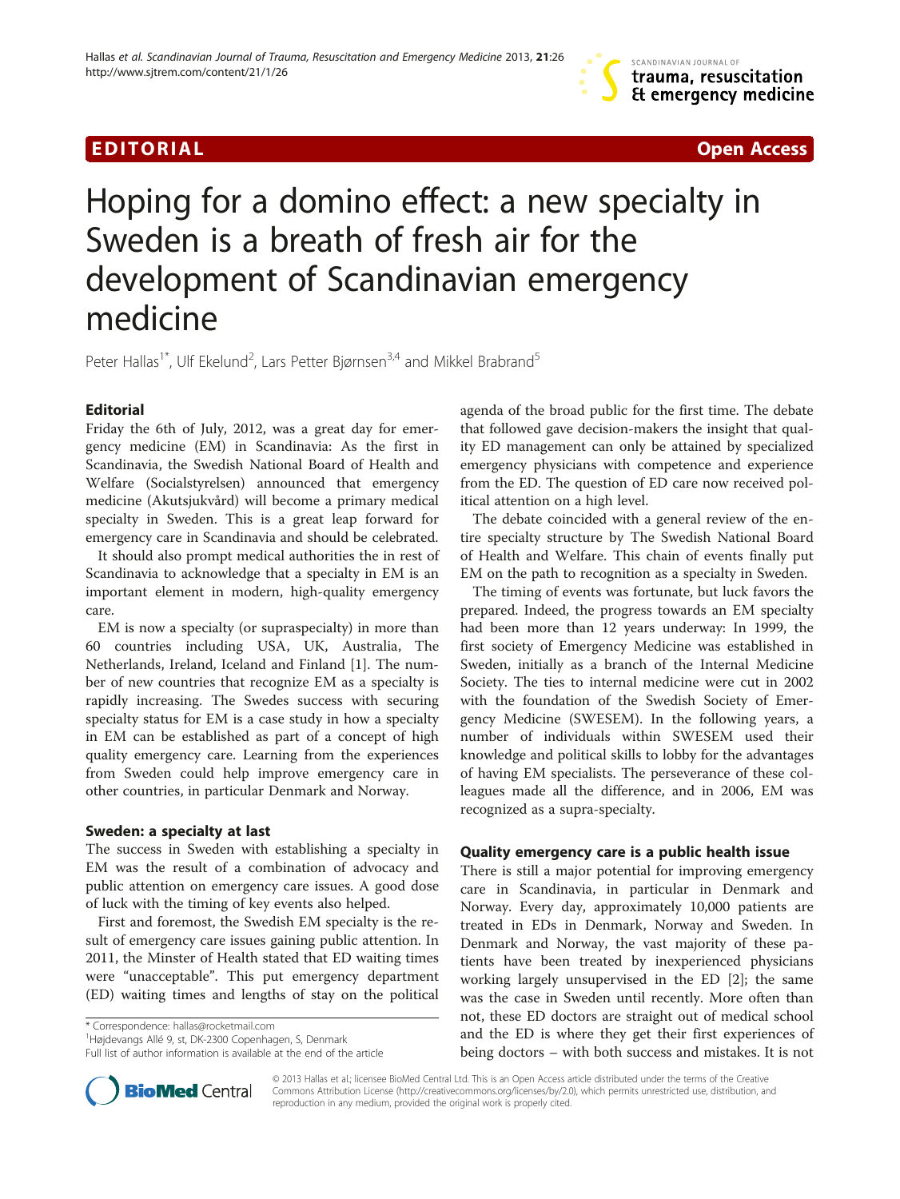EDITORIAL

Open Access

# Hoping for a domino effect: a new specialty in Sweden is a breath of fresh air for the development of Scandinavian emergency medicine

Peter Hallas[1*], Ulf Ekelund[2], Lars Petter Bjørnsen[3,4] and Mikkel Brabrand[5]

## Editorial

Friday the 6th of July, 2012, was a great day for emergency medicine (EM) in Scandinavia: As the first in Scandinavia, the Swedish National Board of Health and Welfare (Socialstyrelsen) announced that emergency medicine (Akutsjukvård) will become a primary medical specialty in Sweden. This is a great leap forward for emergency care in Scandinavia and should be celebrated.

It should also prompt medical authorities the in rest of Scandinavia to acknowledge that a specialty in EM is an important element in modern, high-quality emergency care.

EM is now a specialty (or supraspecialty) in more than 60 countries including USA, UK, Australia, The Netherlands, Ireland, Iceland and Finland [1]. The number of new countries that recognize EM as a specialty is rapidly increasing. The Swedes success with securing specialty status for EM is a case study in how a specialty in EM can be established as part of a concept of high quality emergency care. Learning from the experiences from Sweden could help improve emergency care in other countries, in particular Denmark and Norway.

### Sweden: a specialty at last

The success in Sweden with establishing a specialty in EM was the result of a combination of advocacy and public attention on emergency care issues. A good dose of luck with the timing of key events also helped.

First and foremost, the Swedish EM specialty is the result of emergency care issues gaining public attention. In 2011, the Minster of Health stated that ED waiting times were "unacceptable". This put emergency department (ED) waiting times and lengths of stay on the political agenda of the broad public for the first time. The debate that followed gave decision-makers the insight that quality ED management can only be attained by specialized emergency physicians with competence and experience from the ED. The question of ED care now received political attention on a high level.

The debate coincided with a general review of the entire specialty structure by The Swedish National Board of Health and Welfare. This chain of events finally put EM on the path to recognition as a specialty in Sweden.

The timing of events was fortunate, but luck favors the prepared. Indeed, the progress towards an EM specialty had been more than 12 years underway: In 1999, the first society of Emergency Medicine was established in Sweden, initially as a branch of the Internal Medicine Society. The ties to internal medicine were cut in 2002 with the foundation of the Swedish Society of Emergency Medicine (SWESEM). In the following years, a number of individuals within SWESEM used their knowledge and political skills to lobby for the advantages of having EM specialists. The perseverance of these colleagues made all the difference, and in 2006, EM was recognized as a supra-specialty.

### Quality emergency care is a public health issue

There is still a major potential for improving emergency care in Scandinavia, in particular in Denmark and Norway. Every day, approximately 10,000 patients are treated in EDs in Denmark, Norway and Sweden. In Denmark and Norway, the vast majority of these patients have been treated by inexperienced physicians working largely unsupervised in the ED [2]; the same was the case in Sweden until recently. More often than not, these ED doctors are straight out of medical school and the ED is where they get their first experiences of being doctors – with both success and mistakes. It is not

* Correspondence: hallas@rocketmail.com
[1]Højdevangs Allé 9, st, DK-2300 Copenhagen, S, Denmark
Full list of author information is available at the end of the article

© 2013 Hallas et al.; licensee BioMed Central Ltd. This is an Open Access article distributed under the terms of the Creative Commons Attribution License (http://creativecommons.org/licenses/by/2.0), which permits unrestricted use, distribution, and reproduction in any medium, provided the original work is properly cited.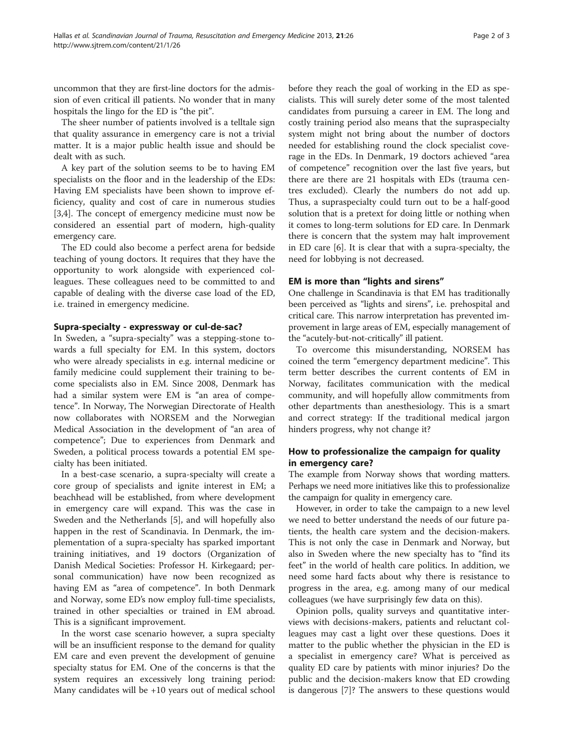uncommon that they are first-line doctors for the admission of even critical ill patients. No wonder that in many hospitals the lingo for the ED is "the pit".

The sheer number of patients involved is a telltale sign that quality assurance in emergency care is not a trivial matter. It is a major public health issue and should be dealt with as such.

A key part of the solution seems to be to having EM specialists on the floor and in the leadership of the EDs: Having EM specialists have been shown to improve efficiency, quality and cost of care in numerous studies [3,4]. The concept of emergency medicine must now be considered an essential part of modern, high-quality emergency care.

The ED could also become a perfect arena for bedside teaching of young doctors. It requires that they have the opportunity to work alongside with experienced colleagues. These colleagues need to be committed to and capable of dealing with the diverse case load of the ED, i.e. trained in emergency medicine.

## Supra-specialty - expressway or cul-de-sac?

In Sweden, a "supra-specialty" was a stepping-stone towards a full specialty for EM. In this system, doctors who were already specialists in e.g. internal medicine or family medicine could supplement their training to become specialists also in EM. Since 2008, Denmark has had a similar system were EM is "an area of competence". In Norway, The Norwegian Directorate of Health now collaborates with NORSEM and the Norwegian Medical Association in the development of "an area of competence"; Due to experiences from Denmark and Sweden, a political process towards a potential EM specialty has been initiated.

In a best-case scenario, a supra-specialty will create a core group of specialists and ignite interest in EM; a beachhead will be established, from where development in emergency care will expand. This was the case in Sweden and the Netherlands [5], and will hopefully also happen in the rest of Scandinavia. In Denmark, the implementation of a supra-specialty has sparked important training initiatives, and 19 doctors (Organization of Danish Medical Societies: Professor H. Kirkegaard; personal communication) have now been recognized as having EM as "area of competence". In both Denmark and Norway, some ED's now employ full-time specialists, trained in other specialties or trained in EM abroad. This is a significant improvement.

In the worst case scenario however, a supra specialty will be an insufficient response to the demand for quality EM care and even prevent the development of genuine specialty status for EM. One of the concerns is that the system requires an excessively long training period: Many candidates will be +10 years out of medical school before they reach the goal of working in the ED as specialists. This will surely deter some of the most talented candidates from pursuing a career in EM. The long and costly training period also means that the supraspecialty system might not bring about the number of doctors needed for establishing round the clock specialist coverage in the EDs. In Denmark, 19 doctors achieved "area of competence" recognition over the last five years, but there are there are 21 hospitals with EDs (trauma centres excluded). Clearly the numbers do not add up. Thus, a supraspecialty could turn out to be a half-good solution that is a pretext for doing little or nothing when it comes to long-term solutions for ED care. In Denmark there is concern that the system may halt improvement in ED care [6]. It is clear that with a supra-specialty, the need for lobbying is not decreased.

## EM is more than "lights and sirens"

One challenge in Scandinavia is that EM has traditionally been perceived as "lights and sirens", i.e. prehospital and critical care. This narrow interpretation has prevented improvement in large areas of EM, especially management of the "acutely-but-not-critically" ill patient.

To overcome this misunderstanding, NORSEM has coined the term "emergency department medicine". This term better describes the current contents of EM in Norway, facilitates communication with the medical community, and will hopefully allow commitments from other departments than anesthesiology. This is a smart and correct strategy: If the traditional medical jargon hinders progress, why not change it?

## How to professionalize the campaign for quality in emergency care?

The example from Norway shows that wording matters. Perhaps we need more initiatives like this to professionalize the campaign for quality in emergency care.

However, in order to take the campaign to a new level we need to better understand the needs of our future patients, the health care system and the decision-makers. This is not only the case in Denmark and Norway, but also in Sweden where the new specialty has to "find its feet" in the world of health care politics. In addition, we need some hard facts about why there is resistance to progress in the area, e.g. among many of our medical colleagues (we have surprisingly few data on this).

Opinion polls, quality surveys and quantitative interviews with decisions-makers, patients and reluctant colleagues may cast a light over these questions. Does it matter to the public whether the physician in the ED is a specialist in emergency care? What is perceived as quality ED care by patients with minor injuries? Do the public and the decision-makers know that ED crowding is dangerous [7]? The answers to these questions would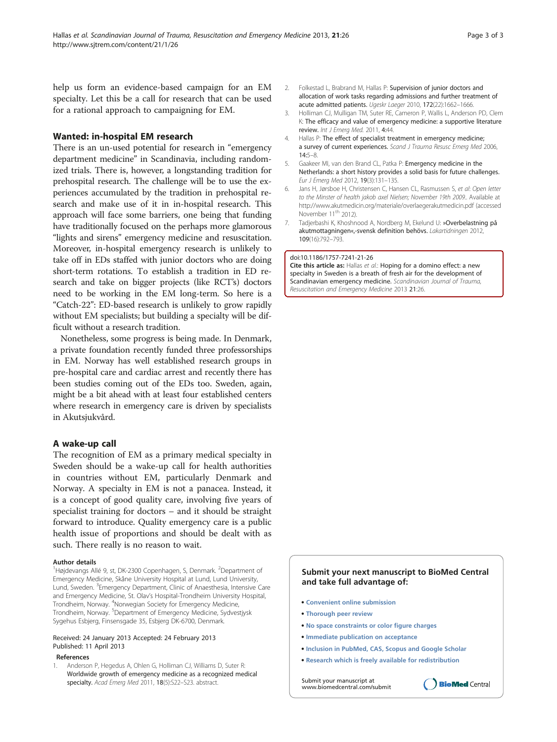help us form an evidence-based campaign for an EM specialty. Let this be a call for research that can be used for a rational approach to campaigning for EM.

## Wanted: in-hospital EM research

There is an un-used potential for research in "emergency department medicine" in Scandinavia, including randomized trials. There is, however, a longstanding tradition for prehospital research. The challenge will be to use the experiences accumulated by the tradition in prehospital research and make use of it in in-hospital research. This approach will face some barriers, one being that funding have traditionally focused on the perhaps more glamorous "lights and sirens" emergency medicine and resuscitation. Moreover, in-hospital emergency research is unlikely to take off in EDs staffed with junior doctors who are doing short-term rotations. To establish a tradition in ED research and take on bigger projects (like RCT's) doctors need to be working in the EM long-term. So here is a "Catch-22": ED-based research is unlikely to grow rapidly without EM specialists; but building a specialty will be difficult without a research tradition.

Nonetheless, some progress is being made. In Denmark, a private foundation recently funded three professorships in EM. Norway has well established research groups in pre-hospital care and cardiac arrest and recently there has been studies coming out of the EDs too. Sweden, again, might be a bit ahead with at least four established centers where research in emergency care is driven by specialists in Akutsjukvård.

## A wake-up call

The recognition of EM as a primary medical specialty in Sweden should be a wake-up call for health authorities in countries without EM, particularly Denmark and Norway. A specialty in EM is not a panacea. Instead, it is a concept of good quality care, involving five years of specialist training for doctors – and it should be straight forward to introduce. Quality emergency care is a public health issue of proportions and should be dealt with as such. There really is no reason to wait.

**Author details**

[1]Højdevangs Allé 9, st, DK-2300 Copenhagen, S, Denmark. [2]Department of Emergency Medicine, Skåne University Hospital at Lund, Lund University, Lund, Sweden. [3]Emergency Department, Clinic of Anaesthesia, Intensive Care and Emergency Medicine, St. Olav's Hospital-Trondheim University Hospital, Trondheim, Norway. [4]Norwegian Society for Emergency Medicine, Trondheim, Norway. [5]Department of Emergency Medicine, Sydvestjysk Sygehus Esbjerg, Finsensgade 35, Esbjerg DK-6700, Denmark.

Received: 24 January 2013 Accepted: 24 February 2013
Published: 11 April 2013

**References**

1. Anderson P, Hegedus A, Ohlen G, Holliman CJ, Williams D, Suter R: **Worldwide growth of emergency medicine as a recognized medical specialty.** *Acad Emerg Med* 2011, **18**(5):S22–S23. abstract.
2. Folkestad L, Brabrand M, Hallas P: **Supervision of junior doctors and allocation of work tasks regarding admissions and further treatment of acute admitted patients.** *Ugeskr Laeger* 2010, **172**(22):1662–1666.
3. Holliman CJ, Mulligan TM, Suter RE, Cameron P, Wallis L, Anderson PD, Clem K: **The efficacy and value of emergency medicine: a supportive literature review.** *Int J Emerg Med.* 2011, **4**:44.
4. Hallas P: **The effect of specialist treatment in emergency medicine; a survey of current experiences.** *Scand J Trauma Resusc Emerg Med* 2006, **14**:5–8.
5. Gaakeer MI, van den Brand CL, Patka P: **Emergency medicine in the Netherlands: a short history provides a solid basis for future challenges.** *Eur J Emerg Med* 2012, **19**(3):131–135.
6. Jans H, Jørsboe H, Christensen C, Hansen CL, Rasmussen S, *et al*: *Open letter to the Minster of health jakob axel Nielsen; November 19th 2009.*. Available at http://www.akutmedicin.org/materiale/overlaegerakutmedicin.pdf (accessed November 11th 2012).
7. Tadjerbashi K, Khoshnood A, Nordberg M, Ekelund U: **»Overbelastning på akutmottagningen«,-svensk definition behövs.** *Lakartidningen* 2012, **109**(16):792–793.

doi:10.1186/1757-7241-21-26

**Cite this article as:** Hallas *et al.*: Hoping for a domino effect: a new specialty in Sweden is a breath of fresh air for the development of Scandinavian emergency medicine. *Scandinavian Journal of Trauma, Resuscitation and Emergency Medicine* 2013 **21**:26.

**Submit your next manuscript to BioMed Central and take full advantage of:**

- Convenient online submission
- Thorough peer review
- No space constraints or color figure charges
- Immediate publication on acceptance
- Inclusion in PubMed, CAS, Scopus and Google Scholar
- Research which is freely available for redistribution

Submit your manuscript at
www.biomedcentral.com/submit